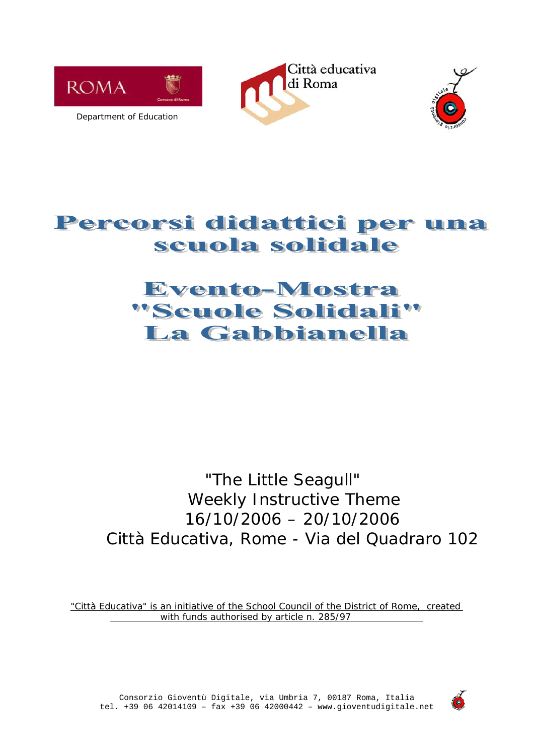ROMA

Department of Education

Città educativa di Roma

# Percorsi didattici per una scuola solidale

# Evento-Mostra "Scuole Solidali" La Gabbianella

"The Little Seagull"
Weekly Instructive Theme
16/10/2006 – 20/10/2006
Città Educativa, Rome - Via del Quadraro 102

"Città Educativa" is an initiative of the School Council of the District of Rome, created with funds authorised by article n. 285/97

Consorzio Gioventù Digitale, via Umbria 7, 00187 Roma, Italia
tel. +39 06 42014109 – fax +39 06 42000442 – www.gioventudigitale.net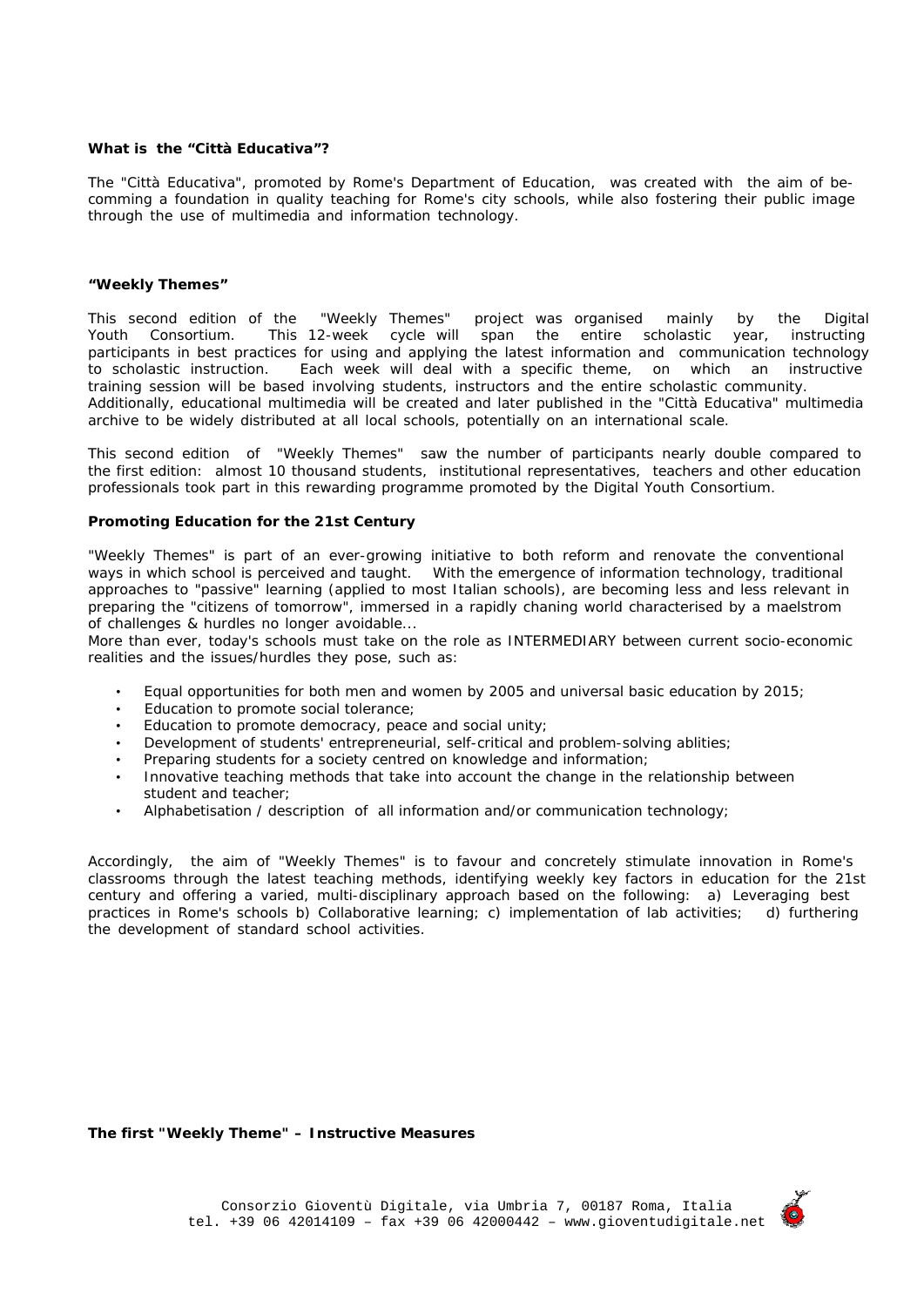**What is the "Città Educativa"?**

The "Città Educativa", promoted by Rome's Department of Education, was created with the aim of becomming a foundation in quality teaching for Rome's city schools, while also fostering their public image through the use of multimedia and information technology.

**"Weekly Themes"**

This second edition of the "Weekly Themes" project was organised mainly by the Digital Youth Consortium. This 12-week cycle will span the entire scholastic year, instructing participants in best practices for using and applying the latest information and communication technology to scholastic instruction. Each week will deal with a specific theme, on which an instructive training session will be based involving students, instructors and the entire scholastic community. Additionally, educational multimedia will be created and later published in the "Città Educativa" multimedia archive to be widely distributed at all local schools, potentially on an international scale.

This second edition of "Weekly Themes" saw the number of participants nearly double compared to the first edition: almost 10 thousand students, institutional representatives, teachers and other education professionals took part in this rewarding programme promoted by the Digital Youth Consortium.

**Promoting Education for the 21st Century**

"Weekly Themes" is part of an ever-growing initiative to both reform and renovate the conventional ways in which school is perceived and taught. With the emergence of information technology, traditional approaches to "passive" learning (applied to most Italian schools), are becoming less and less relevant in preparing the "citizens of tomorrow", immersed in a rapidly chaning world characterised by a maelstrom of challenges & hurdles no longer avoidable...
More than ever, today's schools must take on the role as INTERMEDIARY between current socio-economic realities and the issues/hurdles they pose, such as:

- Equal opportunities for both men and women by 2005 and universal basic education by 2015;
- Education to promote social tolerance;
- Education to promote democracy, peace and social unity;
- Development of students' entrepreneurial, self-critical and problem-solving ablities;
- Preparing students for a society centred on knowledge and information;
- Innovative teaching methods that take into account the change in the relationship between student and teacher;
- Alphabetisation / description of all information and/or communication technology;

Accordingly, the aim of "Weekly Themes" is to favour and concretely stimulate innovation in Rome's classrooms through the latest teaching methods, identifying weekly key factors in education for the 21st century and offering a varied, multi-disciplinary approach based on the following: a) Leveraging best practices in Rome's schools b) Collaborative learning; c) implementation of lab activities; d) furthering the development of standard school activities.

**The first "Weekly Theme" – Instructive Measures**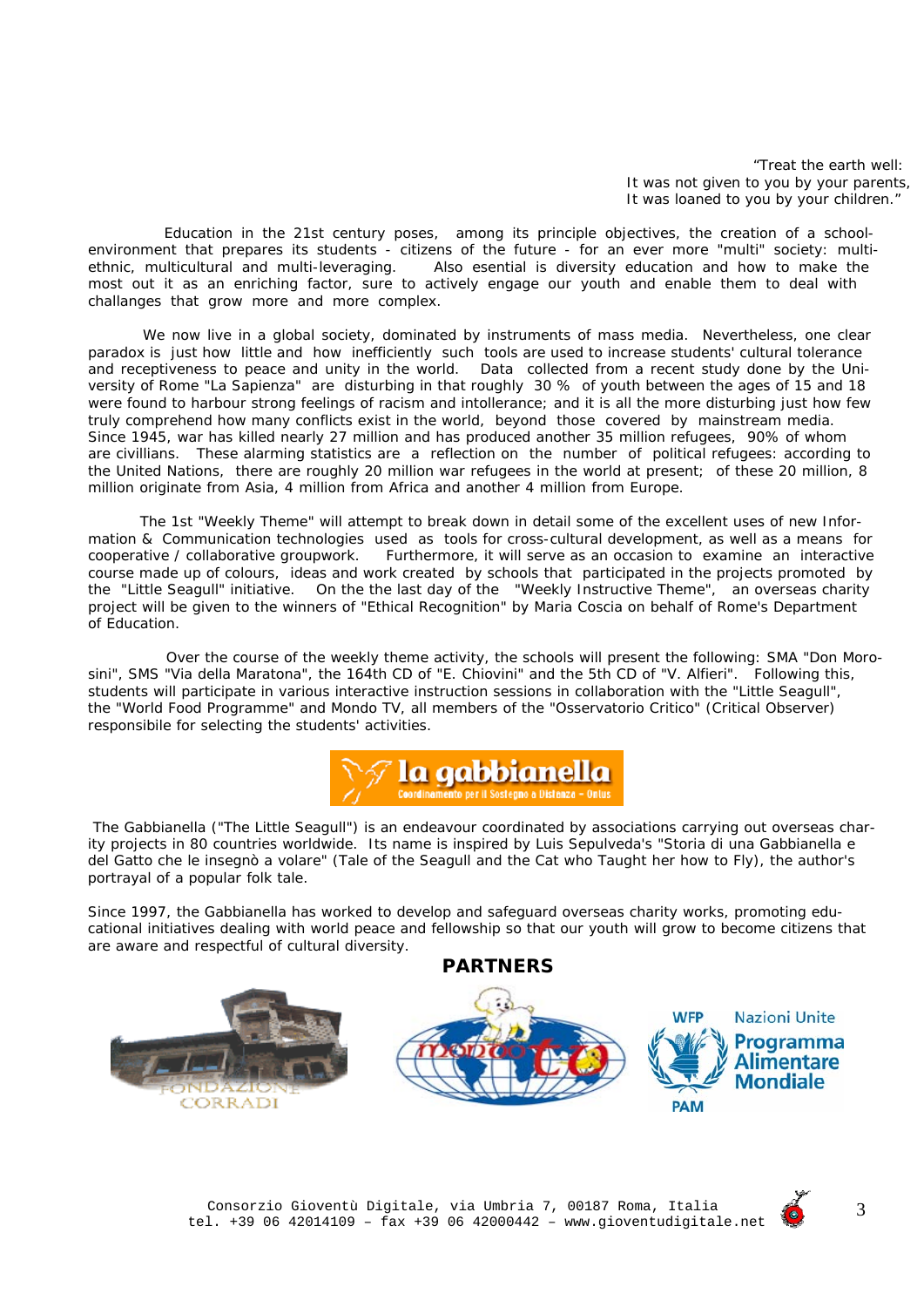"Treat the earth well:
It was not given to you by your parents,
It was loaned to you by your children."

Education in the 21st century poses, among its principle objectives, the creation of a school-environment that prepares its students - citizens of the future - for an ever more "multi" society: multi-ethnic, multicultural and multi-leveraging. Also esential is diversity education and how to make the most out it as an enriching factor, sure to actively engage our youth and enable them to deal with challanges that grow more and more complex.

We now live in a global society, dominated by instruments of mass media. Nevertheless, one clear paradox is just how little and how inefficiently such tools are used to increase students' cultural tolerance and receptiveness to peace and unity in the world. Data collected from a recent study done by the University of Rome "La Sapienza" are disturbing in that roughly 30 % of youth between the ages of 15 and 18 were found to harbour strong feelings of racism and intollerance; and it is all the more disturbing just how few truly comprehend how many conflicts exist in the world, beyond those covered by mainstream media. Since 1945, war has killed nearly 27 million and has produced another 35 million refugees, 90% of whom are civillians. These alarming statistics are a reflection on the number of political refugees: according to the United Nations, there are roughly 20 million war refugees in the world at present; of these 20 million, 8 million originate from Asia, 4 million from Africa and another 4 million from Europe.

The 1st "Weekly Theme" will attempt to break down in detail some of the excellent uses of new Information & Communication technologies used as tools for cross-cultural development, as well as a means for cooperative / collaborative groupwork. Furthermore, it will serve as an occasion to examine an interactive course made up of colours, ideas and work created by schools that participated in the projects promoted by the "Little Seagull" initiative. On the the last day of the "Weekly Instructive Theme", an overseas charity project will be given to the winners of "Ethical Recognition" by Maria Coscia on behalf of Rome's Department of Education.

Over the course of the weekly theme activity, the schools will present the following: SMA "Don Morosini", SMS "Via della Maratona", the 164th CD of "E. Chiovini" and the 5th CD of "V. Alfieri". Following this, students will participate in various interactive instruction sessions in collaboration with the "Little Seagull", the "World Food Programme" and Mondo TV, all members of the "Osservatorio Critico" (Critical Observer) responsibile for selecting the students' activities.

**la gabbianella**
Coordinamento per il Sostegno a Distanza – Onlus

The Gabbianella ("The Little Seagull") is an endeavour coordinated by associations carrying out overseas charity projects in 80 countries worldwide. Its name is inspired by Luis Sepulveda's "Storia di una Gabbianella e del Gatto che le insegnò a volare" (Tale of the Seagull and the Cat who Taught her how to Fly), the author's portrayal of a popular folk tale.

Since 1997, the Gabbianella has worked to develop and safeguard overseas charity works, promoting educational initiatives dealing with world peace and fellowship so that our youth will grow to become citizens that are aware and respectful of cultural diversity.

## PARTNERS

FONDAZIONE CORRADI

mondo tv

WFP – Nazioni Unite – Programma Alimentare Mondiale – PAM

Consorzio Gioventù Digitale, via Umbria 7, 00187 Roma, Italia
tel. +39 06 42014109 – fax +39 06 42000442 – www.gioventudigitale.net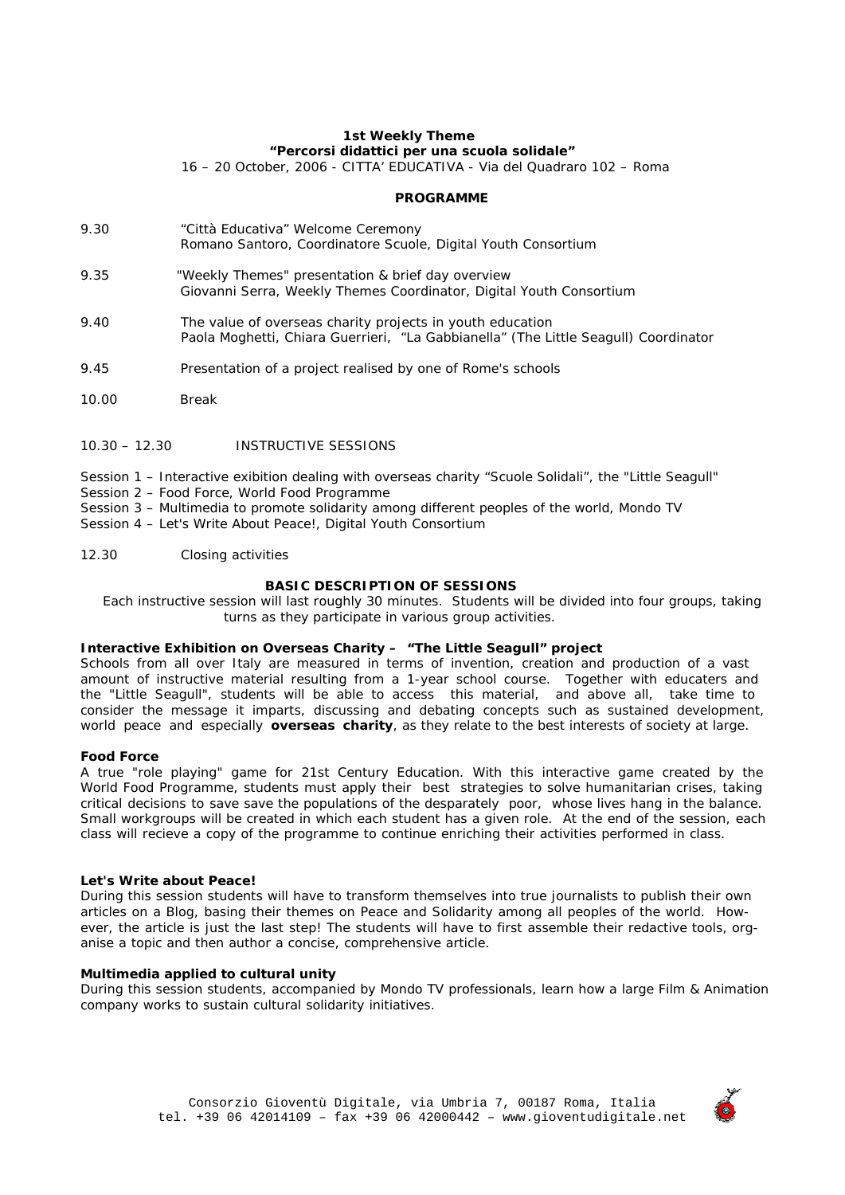**1st Weekly Theme**
**"Percorsi didattici per una scuola solidale"**
16 – 20 October, 2006 - CITTA' EDUCATIVA - Via del Quadraro 102 – Roma

**PROGRAMME**

9.30 "Città Educativa" Welcome Ceremony
Romano Santoro, Coordinatore Scuole, Digital Youth Consortium

9.35 "Weekly Themes" presentation & brief day overview
Giovanni Serra, Weekly Themes Coordinator, Digital Youth Consortium

9.40 The value of overseas charity projects in youth education
Paola Moghetti, Chiara Guerrieri, "La Gabbianella" (The Little Seagull) Coordinator

9.45 Presentation of a project realised by one of Rome's schools

10.00 Break

10.30 – 12.30 INSTRUCTIVE SESSIONS

Session 1 – Interactive exibition dealing with overseas charity "Scuole Solidali", the "Little Seagull"
Session 2 – Food Force, World Food Programme
Session 3 – Multimedia to promote solidarity among different peoples of the world, Mondo TV
Session 4 – Let's Write About Peace!, Digital Youth Consortium

12.30 Closing activities

**BASIC DESCRIPTION OF SESSIONS**

Each instructive session will last roughly 30 minutes. Students will be divided into four groups, taking turns as they participate in various group activities.

**Interactive Exhibition on Overseas Charity – "The Little Seagull" project**
Schools from all over Italy are measured in terms of invention, creation and production of a vast amount of instructive material resulting from a 1-year school course. Together with educaters and the "Little Seagull", students will be able to access this material, and above all, take time to consider the message it imparts, discussing and debating concepts such as sustained development, world peace and especially **overseas charity**, as they relate to the best interests of society at large.

**Food Force**
A true "role playing" game for 21st Century Education. With this interactive game created by the World Food Programme, students must apply their best strategies to solve humanitarian crises, taking critical decisions to save save the populations of the desparately poor, whose lives hang in the balance. Small workgroups will be created in which each student has a given role. At the end of the session, each class will recieve a copy of the programme to continue enriching their activities performed in class.

**Let's Write about Peace!**
During this session students will have to transform themselves into true journalists to publish their own articles on a Blog, basing their themes on Peace and Solidarity among all peoples of the world. However, the article is just the last step! The students will have to first assemble their redactive tools, organise a topic and then author a concise, comprehensive article.

**Multimedia applied to cultural unity**
During this session students, accompanied by Mondo TV professionals, learn how a large Film & Animation company works to sustain cultural solidarity initiatives.

Consorzio Gioventù Digitale, via Umbria 7, 00187 Roma, Italia
tel. +39 06 42014109 – fax +39 06 42000442 – www.gioventudigitale.net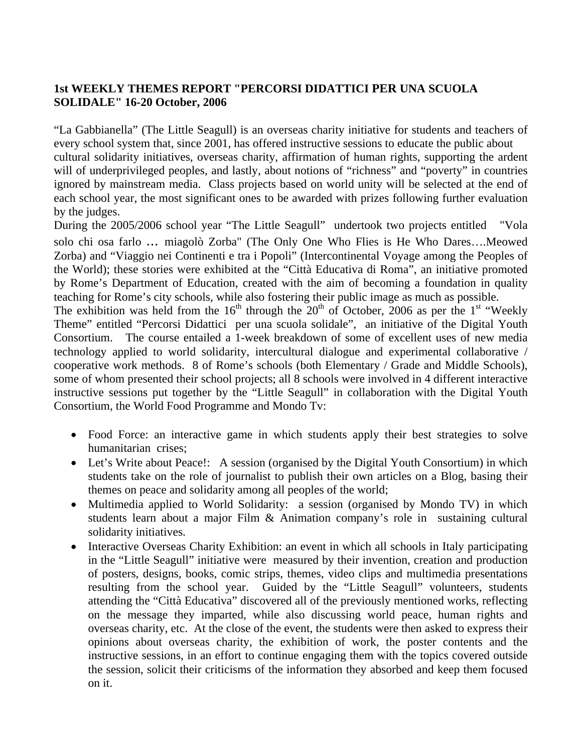**1st WEEKLY THEMES REPORT "PERCORSI DIDATTICI PER UNA SCUOLA SOLIDALE" 16-20 October, 2006**

"La Gabbianella" (The Little Seagull) is an overseas charity initiative for students and teachers of every school system that, since 2001, has offered instructive sessions to educate the public about cultural solidarity initiatives, overseas charity, affirmation of human rights, supporting the ardent will of underprivileged peoples, and lastly, about notions of "richness" and "poverty" in countries ignored by mainstream media. Class projects based on world unity will be selected at the end of each school year, the most significant ones to be awarded with prizes following further evaluation by the judges.

During the 2005/2006 school year "The Little Seagull" undertook two projects entitled "Vola solo chi osa farlo … miagolò Zorba" (The Only One Who Flies is He Who Dares….Meowed Zorba) and "Viaggio nei Continenti e tra i Popoli" (Intercontinental Voyage among the Peoples of the World); these stories were exhibited at the "Città Educativa di Roma", an initiative promoted by Rome's Department of Education, created with the aim of becoming a foundation in quality teaching for Rome's city schools, while also fostering their public image as much as possible.

The exhibition was held from the 16th through the 20th of October, 2006 as per the 1st "Weekly Theme" entitled "Percorsi Didattici per una scuola solidale", an initiative of the Digital Youth Consortium. The course entailed a 1-week breakdown of some of excellent uses of new media technology applied to world solidarity, intercultural dialogue and experimental collaborative / cooperative work methods. 8 of Rome's schools (both Elementary / Grade and Middle Schools), some of whom presented their school projects; all 8 schools were involved in 4 different interactive instructive sessions put together by the "Little Seagull" in collaboration with the Digital Youth Consortium, the World Food Programme and Mondo Tv:

- Food Force: an interactive game in which students apply their best strategies to solve humanitarian crises;
- Let's Write about Peace!: A session (organised by the Digital Youth Consortium) in which students take on the role of journalist to publish their own articles on a Blog, basing their themes on peace and solidarity among all peoples of the world;
- Multimedia applied to World Solidarity: a session (organised by Mondo TV) in which students learn about a major Film & Animation company's role in sustaining cultural solidarity initiatives.
- Interactive Overseas Charity Exhibition: an event in which all schools in Italy participating in the "Little Seagull" initiative were measured by their invention, creation and production of posters, designs, books, comic strips, themes, video clips and multimedia presentations resulting from the school year. Guided by the "Little Seagull" volunteers, students attending the "Città Educativa" discovered all of the previously mentioned works, reflecting on the message they imparted, while also discussing world peace, human rights and overseas charity, etc. At the close of the event, the students were then asked to express their opinions about overseas charity, the exhibition of work, the poster contents and the instructive sessions, in an effort to continue engaging them with the topics covered outside the session, solicit their criticisms of the information they absorbed and keep them focused on it.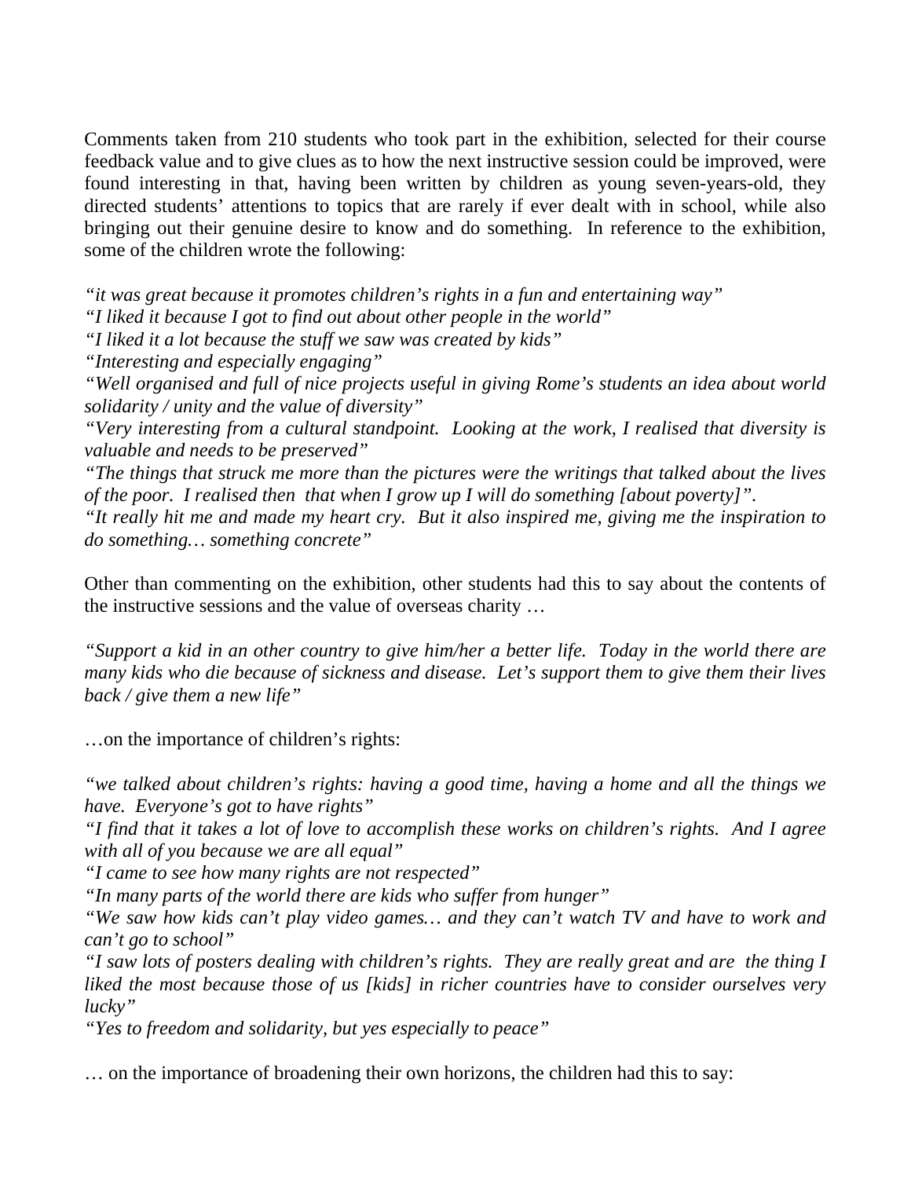Comments taken from 210 students who took part in the exhibition, selected for their course feedback value and to give clues as to how the next instructive session could be improved, were found interesting in that, having been written by children as young seven-years-old, they directed students' attentions to topics that are rarely if ever dealt with in school, while also bringing out their genuine desire to know and do something. In reference to the exhibition, some of the children wrote the following:

*"it was great because it promotes children's rights in a fun and entertaining way"*
*"I liked it because I got to find out about other people in the world"*
*"I liked it a lot because the stuff we saw was created by kids"*
*"Interesting and especially engaging"*
*"Well organised and full of nice projects useful in giving Rome's students an idea about world solidarity / unity and the value of diversity"*
*"Very interesting from a cultural standpoint. Looking at the work, I realised that diversity is valuable and needs to be preserved"*
*"The things that struck me more than the pictures were the writings that talked about the lives of the poor. I realised then that when I grow up I will do something [about poverty]".*
*"It really hit me and made my heart cry. But it also inspired me, giving me the inspiration to do something… something concrete"*

Other than commenting on the exhibition, other students had this to say about the contents of the instructive sessions and the value of overseas charity …

*"Support a kid in an other country to give him/her a better life. Today in the world there are many kids who die because of sickness and disease. Let's support them to give them their lives back / give them a new life"*

…on the importance of children's rights:

*"we talked about children's rights: having a good time, having a home and all the things we have. Everyone's got to have rights"*
*"I find that it takes a lot of love to accomplish these works on children's rights. And I agree with all of you because we are all equal"*
*"I came to see how many rights are not respected"*
*"In many parts of the world there are kids who suffer from hunger"*
*"We saw how kids can't play video games… and they can't watch TV and have to work and can't go to school"*
*"I saw lots of posters dealing with children's rights. They are really great and are the thing I liked the most because those of us [kids] in richer countries have to consider ourselves very lucky"*
*"Yes to freedom and solidarity, but yes especially to peace"*

… on the importance of broadening their own horizons, the children had this to say: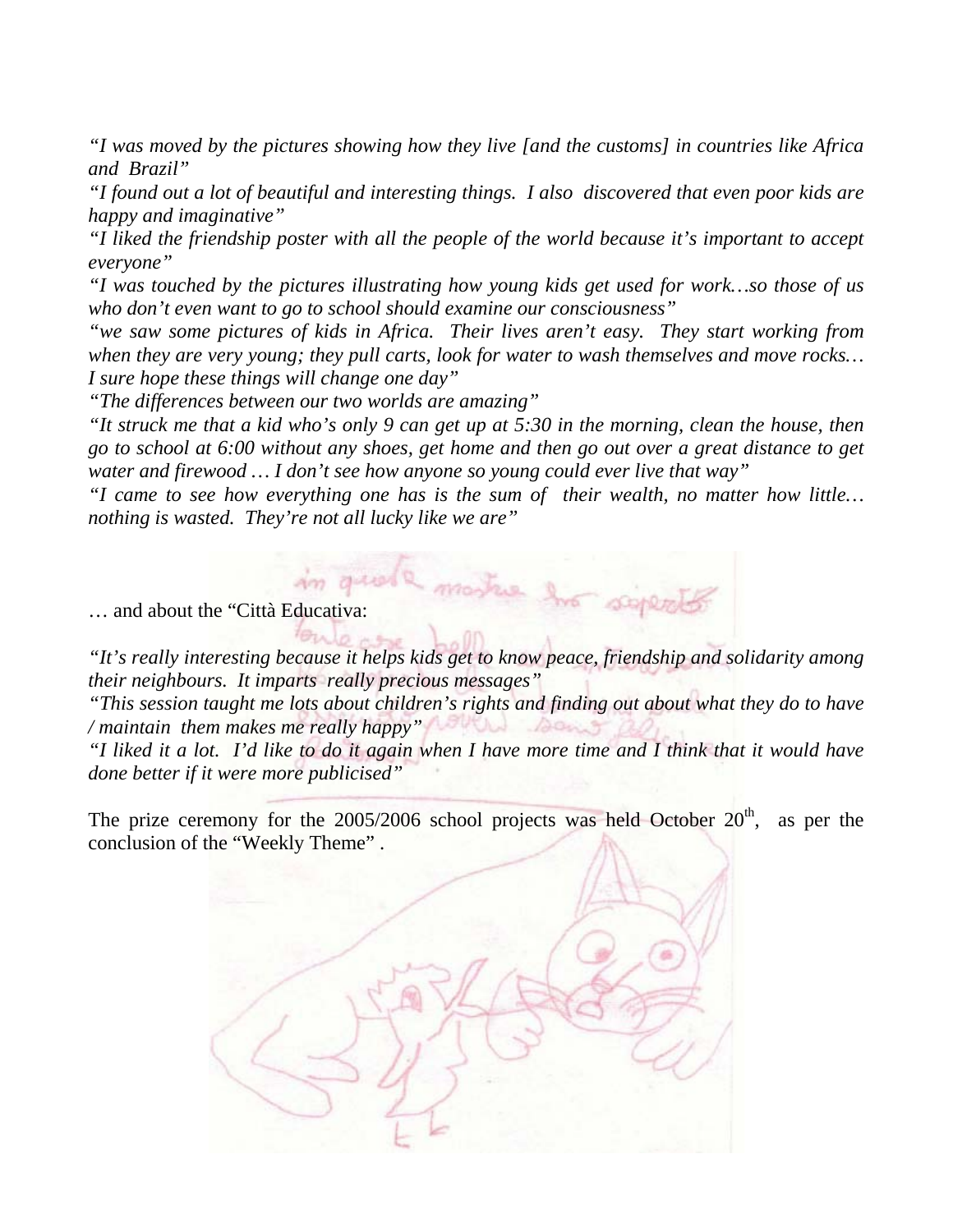*"I was moved by the pictures showing how they live [and the customs] in countries like Africa and Brazil"*

*"I found out a lot of beautiful and interesting things. I also discovered that even poor kids are happy and imaginative"*

*"I liked the friendship poster with all the people of the world because it's important to accept everyone"*

*"I was touched by the pictures illustrating how young kids get used for work…so those of us who don't even want to go to school should examine our consciousness"*

*"we saw some pictures of kids in Africa. Their lives aren't easy. They start working from when they are very young; they pull carts, look for water to wash themselves and move rocks… I sure hope these things will change one day"*

*"The differences between our two worlds are amazing"*

*"It struck me that a kid who's only 9 can get up at 5:30 in the morning, clean the house, then go to school at 6:00 without any shoes, get home and then go out over a great distance to get water and firewood … I don't see how anyone so young could ever live that way"*

*"I came to see how everything one has is the sum of their wealth, no matter how little… nothing is wasted. They're not all lucky like we are"*

… and about the "Città Educativa:

*"It's really interesting because it helps kids get to know peace, friendship and solidarity among their neighbours. It imparts really precious messages"*

*"This session taught me lots about children's rights and finding out about what they do to have / maintain them makes me really happy"*

*"I liked it a lot. I'd like to do it again when I have more time and I think that it would have done better if it were more publicised"*

The prize ceremony for the 2005/2006 school projects was held October 20th, as per the conclusion of the "Weekly Theme" .